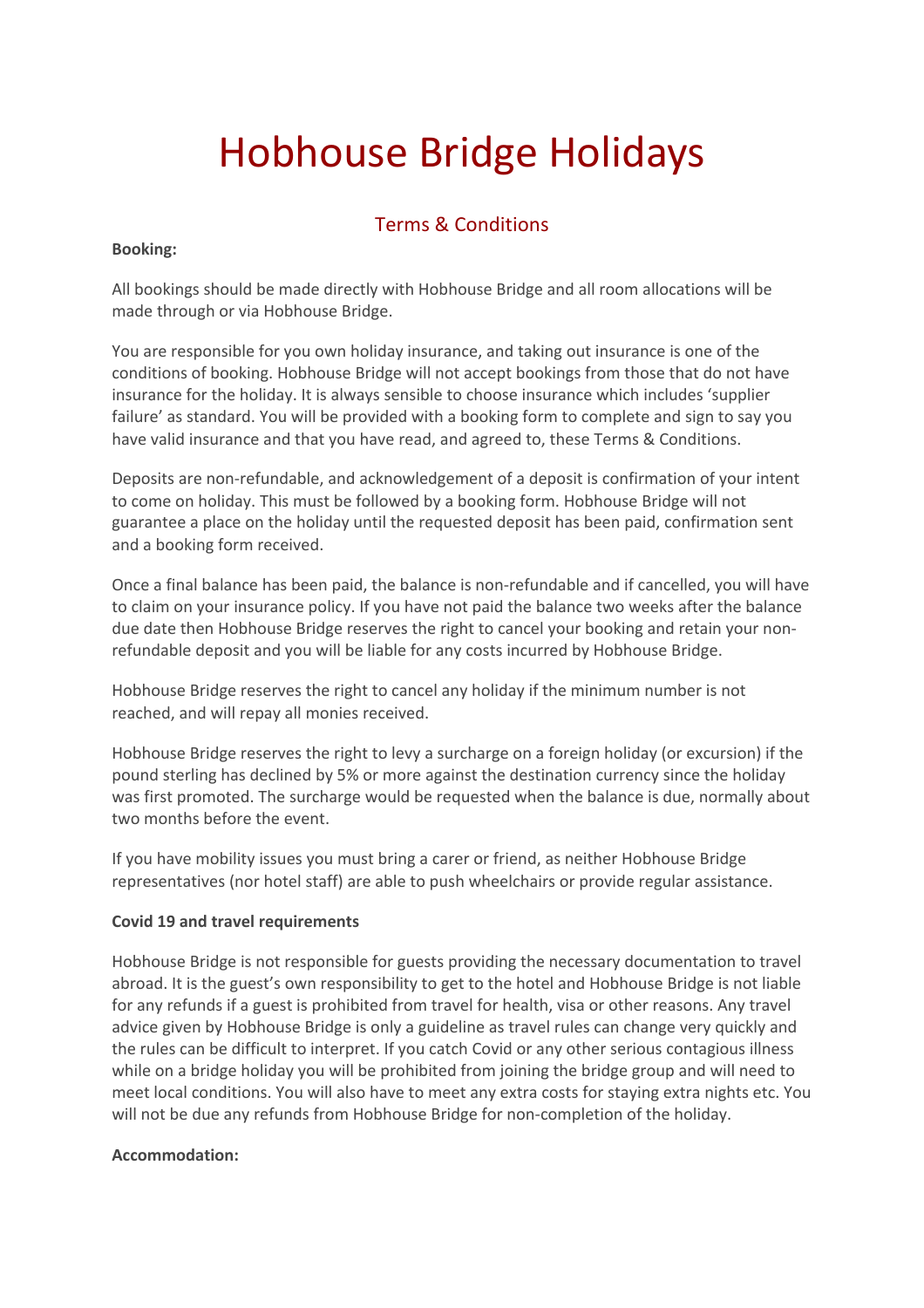# Hobhouse Bridge Holidays

## Terms & Conditions

**Booking:**

All bookings should be made directly with Hobhouse Bridge and all room allocations will be made through or via Hobhouse Bridge.

You are responsible for you own holiday insurance, and taking out insurance is one of the conditions of booking. Hobhouse Bridge will not accept bookings from those that do not have insurance for the holiday. It is always sensible to choose insurance which includes 'supplier failure' as standard. You will be provided with a booking form to complete and sign to say you have valid insurance and that you have read, and agreed to, these Terms & Conditions.

Deposits are non-refundable, and acknowledgement of a deposit is confirmation of your intent to come on holiday. This must be followed by a booking form. Hobhouse Bridge will not guarantee a place on the holiday until the requested deposit has been paid, confirmation sent and a booking form received.

Once a final balance has been paid, the balance is non-refundable and if cancelled, you will have to claim on your insurance policy. If you have not paid the balance two weeks after the balance due date then Hobhouse Bridge reserves the right to cancel your booking and retain your non-refundable deposit and you will be liable for any costs incurred by Hobhouse Bridge.

Hobhouse Bridge reserves the right to cancel any holiday if the minimum number is not reached, and will repay all monies received.

Hobhouse Bridge reserves the right to levy a surcharge on a foreign holiday (or excursion) if the pound sterling has declined by 5% or more against the destination currency since the holiday was first promoted. The surcharge would be requested when the balance is due, normally about two months before the event.

If you have mobility issues you must bring a carer or friend, as neither Hobhouse Bridge representatives (nor hotel staff) are able to push wheelchairs or provide regular assistance.

**Covid 19 and travel requirements**

Hobhouse Bridge is not responsible for guests providing the necessary documentation to travel abroad. It is the guest's own responsibility to get to the hotel and Hobhouse Bridge is not liable for any refunds if a guest is prohibited from travel for health, visa or other reasons. Any travel advice given by Hobhouse Bridge is only a guideline as travel rules can change very quickly and the rules can be difficult to interpret. If you catch Covid or any other serious contagious illness while on a bridge holiday you will be prohibited from joining the bridge group and will need to meet local conditions. You will also have to meet any extra costs for staying extra nights etc. You will not be due any refunds from Hobhouse Bridge for non-completion of the holiday.

**Accommodation:**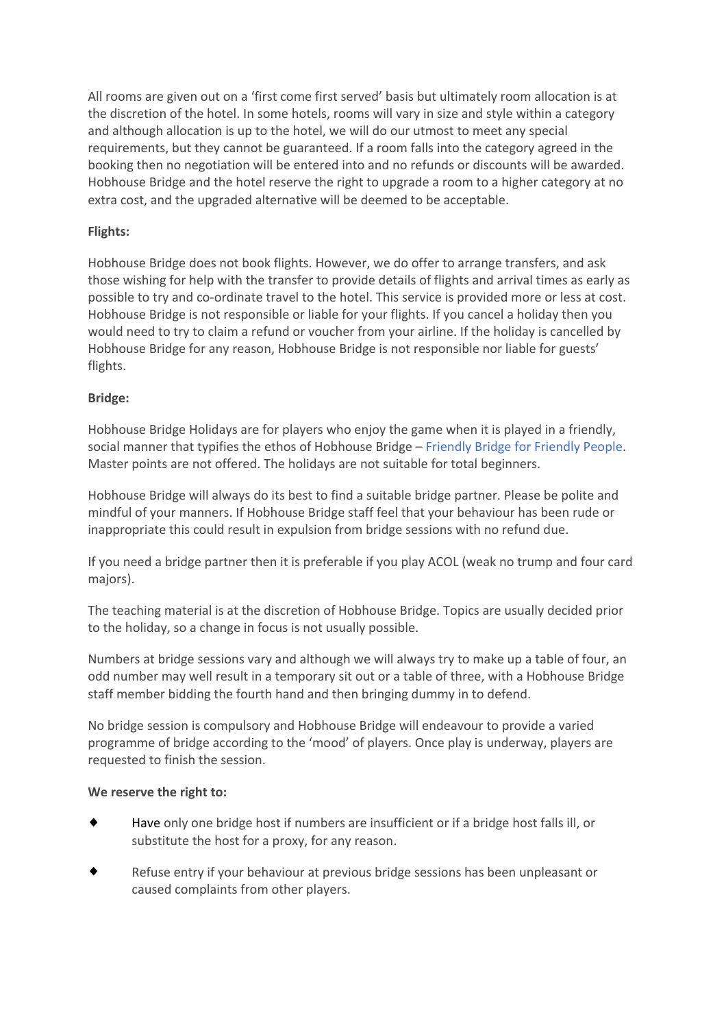All rooms are given out on a 'first come first served' basis but ultimately room allocation is at the discretion of the hotel. In some hotels, rooms will vary in size and style within a category and although allocation is up to the hotel, we will do our utmost to meet any special requirements, but they cannot be guaranteed. If a room falls into the category agreed in the booking then no negotiation will be entered into and no refunds or discounts will be awarded. Hobhouse Bridge and the hotel reserve the right to upgrade a room to a higher category at no extra cost, and the upgraded alternative will be deemed to be acceptable.

**Flights:**

Hobhouse Bridge does not book flights. However, we do offer to arrange transfers, and ask those wishing for help with the transfer to provide details of flights and arrival times as early as possible to try and co-ordinate travel to the hotel. This service is provided more or less at cost. Hobhouse Bridge is not responsible or liable for your flights. If you cancel a holiday then you would need to try to claim a refund or voucher from your airline. If the holiday is cancelled by Hobhouse Bridge for any reason, Hobhouse Bridge is not responsible nor liable for guests' flights.

**Bridge:**

Hobhouse Bridge Holidays are for players who enjoy the game when it is played in a friendly, social manner that typifies the ethos of Hobhouse Bridge – Friendly Bridge for Friendly People. Master points are not offered. The holidays are not suitable for total beginners.

Hobhouse Bridge will always do its best to find a suitable bridge partner. Please be polite and mindful of your manners. If Hobhouse Bridge staff feel that your behaviour has been rude or inappropriate this could result in expulsion from bridge sessions with no refund due.

If you need a bridge partner then it is preferable if you play ACOL (weak no trump and four card majors).

The teaching material is at the discretion of Hobhouse Bridge. Topics are usually decided prior to the holiday, so a change in focus is not usually possible.

Numbers at bridge sessions vary and although we will always try to make up a table of four, an odd number may well result in a temporary sit out or a table of three, with a Hobhouse Bridge staff member bidding the fourth hand and then bringing dummy in to defend.

No bridge session is compulsory and Hobhouse Bridge will endeavour to provide a varied programme of bridge according to the 'mood' of players. Once play is underway, players are requested to finish the session.

**We reserve the right to:**

- Have only one bridge host if numbers are insufficient or if a bridge host falls ill, or substitute the host for a proxy, for any reason.
- Refuse entry if your behaviour at previous bridge sessions has been unpleasant or caused complaints from other players.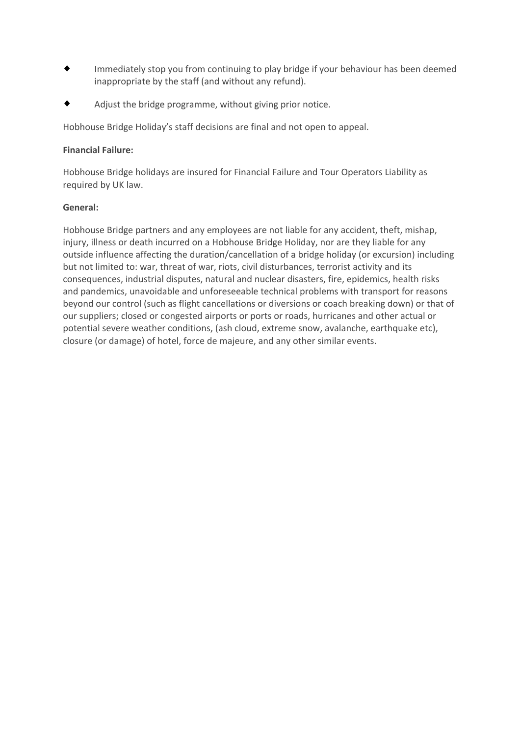- Immediately stop you from continuing to play bridge if your behaviour has been deemed inappropriate by the staff (and without any refund).
- Adjust the bridge programme, without giving prior notice.

Hobhouse Bridge Holiday's staff decisions are final and not open to appeal.

**Financial Failure:**

Hobhouse Bridge holidays are insured for Financial Failure and Tour Operators Liability as required by UK law.

**General:**

Hobhouse Bridge partners and any employees are not liable for any accident, theft, mishap, injury, illness or death incurred on a Hobhouse Bridge Holiday, nor are they liable for any outside influence affecting the duration/cancellation of a bridge holiday (or excursion) including but not limited to: war, threat of war, riots, civil disturbances, terrorist activity and its consequences, industrial disputes, natural and nuclear disasters, fire, epidemics, health risks and pandemics, unavoidable and unforeseeable technical problems with transport for reasons beyond our control (such as flight cancellations or diversions or coach breaking down) or that of our suppliers; closed or congested airports or ports or roads, hurricanes and other actual or potential severe weather conditions, (ash cloud, extreme snow, avalanche, earthquake etc), closure (or damage) of hotel, force de majeure, and any other similar events.